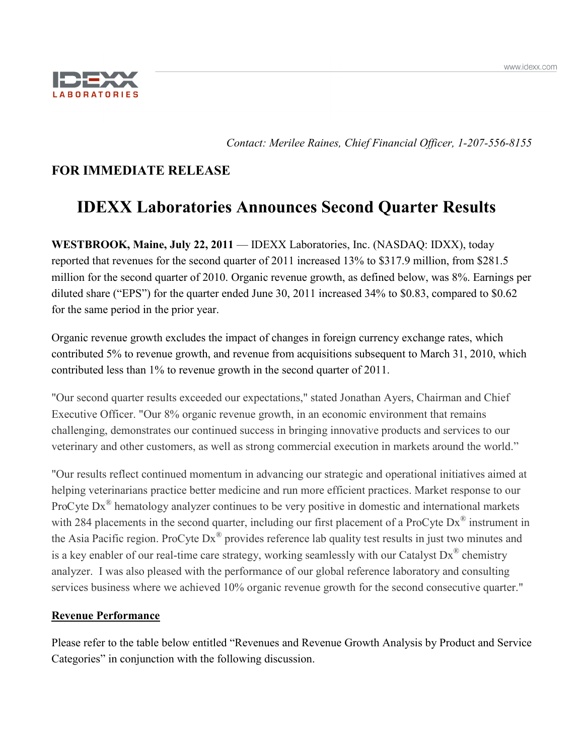*Contact: Merilee Raines, Chief Financial Officer, 1-207-556-8155*

**FOR IMMEDIATE RELEASE**

# IDEXX Laboratories Announces Second Quarter Results

**WESTBROOK, Maine, July 22, 2011** — IDEXX Laboratories, Inc. (NASDAQ: IDXX), today reported that revenues for the second quarter of 2011 increased 13% to $317.9 million, from $281.5 million for the second quarter of 2010. Organic revenue growth, as defined below, was 8%. Earnings per diluted share ("EPS") for the quarter ended June 30, 2011 increased 34% to $0.83, compared to $0.62 for the same period in the prior year.

Organic revenue growth excludes the impact of changes in foreign currency exchange rates, which contributed 5% to revenue growth, and revenue from acquisitions subsequent to March 31, 2010, which contributed less than 1% to revenue growth in the second quarter of 2011.

"Our second quarter results exceeded our expectations," stated Jonathan Ayers, Chairman and Chief Executive Officer. "Our 8% organic revenue growth, in an economic environment that remains challenging, demonstrates our continued success in bringing innovative products and services to our veterinary and other customers, as well as strong commercial execution in markets around the world."

"Our results reflect continued momentum in advancing our strategic and operational initiatives aimed at helping veterinarians practice better medicine and run more efficient practices. Market response to our ProCyte Dx® hematology analyzer continues to be very positive in domestic and international markets with 284 placements in the second quarter, including our first placement of a ProCyte Dx® instrument in the Asia Pacific region. ProCyte Dx® provides reference lab quality test results in just two minutes and is a key enabler of our real-time care strategy, working seamlessly with our Catalyst Dx® chemistry analyzer. I was also pleased with the performance of our global reference laboratory and consulting services business where we achieved 10% organic revenue growth for the second consecutive quarter."

**<u>Revenue Performance</u>**

Please refer to the table below entitled "Revenues and Revenue Growth Analysis by Product and Service Categories" in conjunction with the following discussion.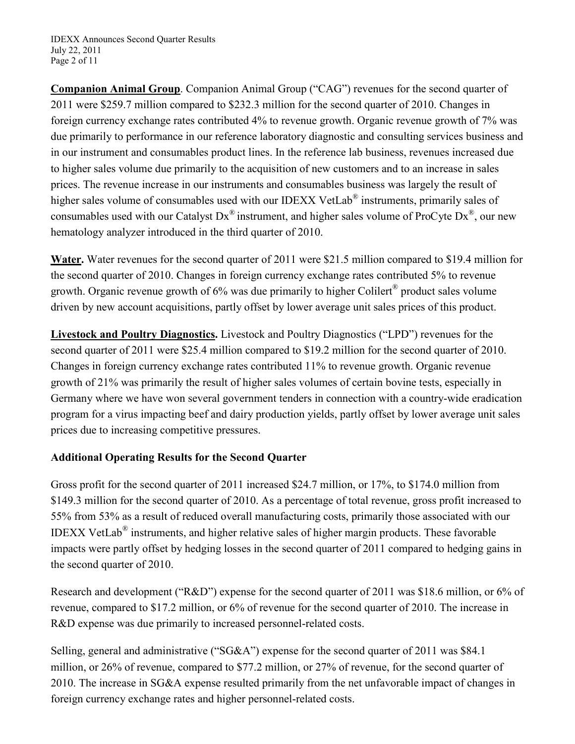**Companion Animal Group**. Companion Animal Group ("CAG") revenues for the second quarter of 2011 were $259.7 million compared to $232.3 million for the second quarter of 2010. Changes in foreign currency exchange rates contributed 4% to revenue growth. Organic revenue growth of 7% was due primarily to performance in our reference laboratory diagnostic and consulting services business and in our instrument and consumables product lines. In the reference lab business, revenues increased due to higher sales volume due primarily to the acquisition of new customers and to an increase in sales prices. The revenue increase in our instruments and consumables business was largely the result of higher sales volume of consumables used with our IDEXX VetLab® instruments, primarily sales of consumables used with our Catalyst Dx® instrument, and higher sales volume of ProCyte Dx®, our new hematology analyzer introduced in the third quarter of 2010.

**Water.** Water revenues for the second quarter of 2011 were $21.5 million compared to $19.4 million for the second quarter of 2010. Changes in foreign currency exchange rates contributed 5% to revenue growth. Organic revenue growth of 6% was due primarily to higher Colilert® product sales volume driven by new account acquisitions, partly offset by lower average unit sales prices of this product.

**Livestock and Poultry Diagnostics.** Livestock and Poultry Diagnostics ("LPD") revenues for the second quarter of 2011 were $25.4 million compared to $19.2 million for the second quarter of 2010. Changes in foreign currency exchange rates contributed 11% to revenue growth. Organic revenue growth of 21% was primarily the result of higher sales volumes of certain bovine tests, especially in Germany where we have won several government tenders in connection with a country-wide eradication program for a virus impacting beef and dairy production yields, partly offset by lower average unit sales prices due to increasing competitive pressures.

**Additional Operating Results for the Second Quarter**

Gross profit for the second quarter of 2011 increased $24.7 million, or 17%, to $174.0 million from $149.3 million for the second quarter of 2010. As a percentage of total revenue, gross profit increased to 55% from 53% as a result of reduced overall manufacturing costs, primarily those associated with our IDEXX VetLab® instruments, and higher relative sales of higher margin products. These favorable impacts were partly offset by hedging losses in the second quarter of 2011 compared to hedging gains in the second quarter of 2010.

Research and development ("R&D") expense for the second quarter of 2011 was $18.6 million, or 6% of revenue, compared to $17.2 million, or 6% of revenue for the second quarter of 2010. The increase in R&D expense was due primarily to increased personnel-related costs.

Selling, general and administrative ("SG&A") expense for the second quarter of 2011 was $84.1 million, or 26% of revenue, compared to $77.2 million, or 27% of revenue, for the second quarter of 2010. The increase in SG&A expense resulted primarily from the net unfavorable impact of changes in foreign currency exchange rates and higher personnel-related costs.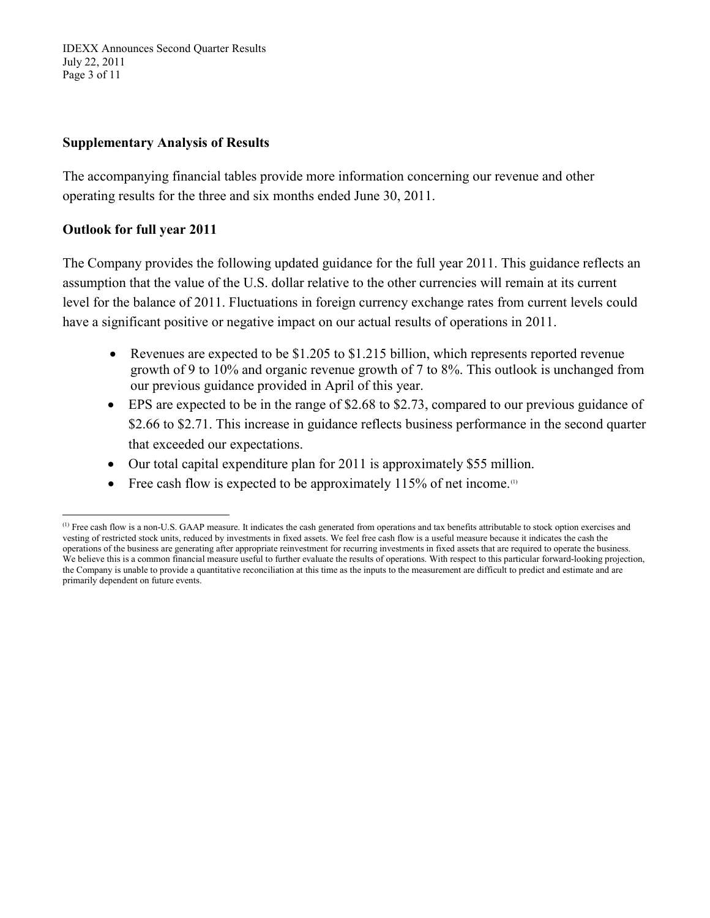## Supplementary Analysis of Results

The accompanying financial tables provide more information concerning our revenue and other operating results for the three and six months ended June 30, 2011.

## Outlook for full year 2011

The Company provides the following updated guidance for the full year 2011. This guidance reflects an assumption that the value of the U.S. dollar relative to the other currencies will remain at its current level for the balance of 2011. Fluctuations in foreign currency exchange rates from current levels could have a significant positive or negative impact on our actual results of operations in 2011.

- Revenues are expected to be $1.205 to $1.215 billion, which represents reported revenue growth of 9 to 10% and organic revenue growth of 7 to 8%. This outlook is unchanged from our previous guidance provided in April of this year.
- EPS are expected to be in the range of $2.68 to $2.73, compared to our previous guidance of $2.66 to $2.71. This increase in guidance reflects business performance in the second quarter that exceeded our expectations.
- Our total capital expenditure plan for 2011 is approximately $55 million.
- Free cash flow is expected to be approximately 115% of net income.[1]

[1] Free cash flow is a non-U.S. GAAP measure. It indicates the cash generated from operations and tax benefits attributable to stock option exercises and vesting of restricted stock units, reduced by investments in fixed assets. We feel free cash flow is a useful measure because it indicates the cash the operations of the business are generating after appropriate reinvestment for recurring investments in fixed assets that are required to operate the business. We believe this is a common financial measure useful to further evaluate the results of operations. With respect to this particular forward-looking projection, the Company is unable to provide a quantitative reconciliation at this time as the inputs to the measurement are difficult to predict and estimate and are primarily dependent on future events.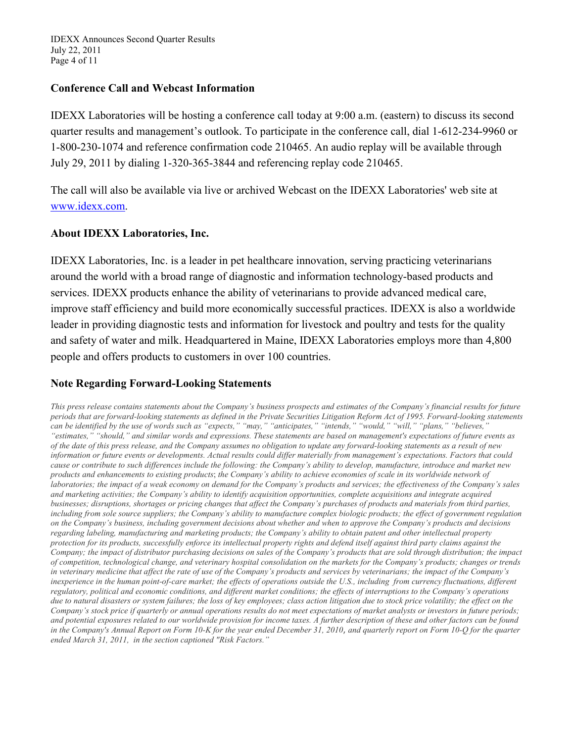## Conference Call and Webcast Information

IDEXX Laboratories will be hosting a conference call today at 9:00 a.m. (eastern) to discuss its second quarter results and management's outlook. To participate in the conference call, dial 1-612-234-9960 or 1-800-230-1074 and reference confirmation code 210465. An audio replay will be available through July 29, 2011 by dialing 1-320-365-3844 and referencing replay code 210465.

The call will also be available via live or archived Webcast on the IDEXX Laboratories' web site at www.idexx.com.

## About IDEXX Laboratories, Inc.

IDEXX Laboratories, Inc. is a leader in pet healthcare innovation, serving practicing veterinarians around the world with a broad range of diagnostic and information technology-based products and services. IDEXX products enhance the ability of veterinarians to provide advanced medical care, improve staff efficiency and build more economically successful practices. IDEXX is also a worldwide leader in providing diagnostic tests and information for livestock and poultry and tests for the quality and safety of water and milk. Headquartered in Maine, IDEXX Laboratories employs more than 4,800 people and offers products to customers in over 100 countries.

## Note Regarding Forward-Looking Statements

*This press release contains statements about the Company's business prospects and estimates of the Company's financial results for future periods that are forward-looking statements as defined in the Private Securities Litigation Reform Act of 1995. Forward-looking statements can be identified by the use of words such as "expects," "may," "anticipates," "intends," "would," "will," "plans," "believes," "estimates," "should," and similar words and expressions. These statements are based on management's expectations of future events as of the date of this press release, and the Company assumes no obligation to update any forward-looking statements as a result of new information or future events or developments. Actual results could differ materially from management's expectations. Factors that could cause or contribute to such differences include the following: the Company's ability to develop, manufacture, introduce and market new products and enhancements to existing products; the Company's ability to achieve economies of scale in its worldwide network of laboratories; the impact of a weak economy on demand for the Company's products and services; the effectiveness of the Company's sales and marketing activities; the Company's ability to identify acquisition opportunities, complete acquisitions and integrate acquired businesses; disruptions, shortages or pricing changes that affect the Company's purchases of products and materials from third parties, including from sole source suppliers; the Company's ability to manufacture complex biologic products; the effect of government regulation on the Company's business, including government decisions about whether and when to approve the Company's products and decisions regarding labeling, manufacturing and marketing products; the Company's ability to obtain patent and other intellectual property protection for its products, successfully enforce its intellectual property rights and defend itself against third party claims against the Company; the impact of distributor purchasing decisions on sales of the Company's products that are sold through distribution; the impact of competition, technological change, and veterinary hospital consolidation on the markets for the Company's products; changes or trends in veterinary medicine that affect the rate of use of the Company's products and services by veterinarians; the impact of the Company's inexperience in the human point-of-care market; the effects of operations outside the U.S., including from currency fluctuations, different regulatory, political and economic conditions, and different market conditions; the effects of interruptions to the Company's operations due to natural disasters or system failures; the loss of key employees; class action litigation due to stock price volatility; the effect on the Company's stock price if quarterly or annual operations results do not meet expectations of market analysts or investors in future periods; and potential exposures related to our worldwide provision for income taxes. A further description of these and other factors can be found in the Company's Annual Report on Form 10-K for the year ended December 31, 2010, and quarterly report on Form 10-Q for the quarter ended March 31, 2011, in the section captioned "Risk Factors."*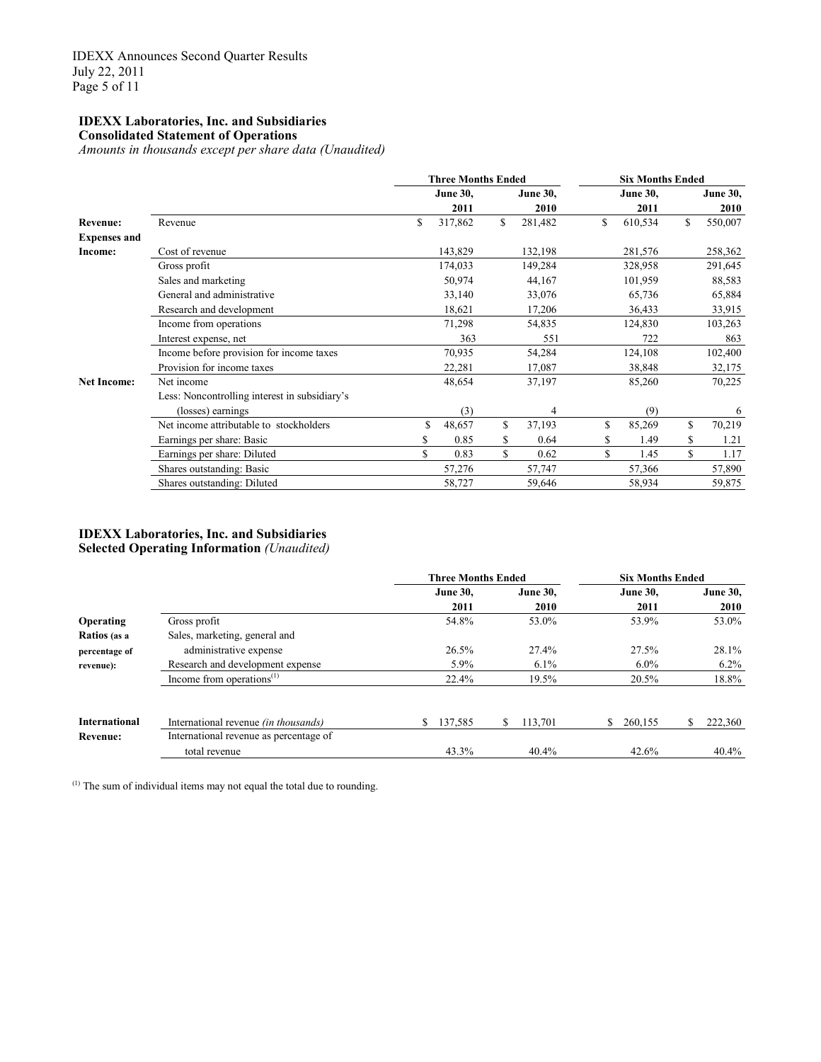**IDEXX Laboratories, Inc. and Subsidiaries**
**Consolidated Statement of Operations**
*Amounts in thousands except per share data (Unaudited)*

| | | Three Months Ended | | Six Months Ended | |
|---|---|---|---|---|---|
| | | June 30, 2011 | June 30, 2010 | June 30, 2011 | June 30, 2010 |
| **Revenue:** | Revenue | $ 317,862 | $ 281,482 | $ 610,534 | $ 550,007 |
| **Expenses and Income:** | Cost of revenue | 143,829 | 132,198 | 281,576 | 258,362 |
| | Gross profit | 174,033 | 149,284 | 328,958 | 291,645 |
| | Sales and marketing | 50,974 | 44,167 | 101,959 | 88,583 |
| | General and administrative | 33,140 | 33,076 | 65,736 | 65,884 |
| | Research and development | 18,621 | 17,206 | 36,433 | 33,915 |
| | Income from operations | 71,298 | 54,835 | 124,830 | 103,263 |
| | Interest expense, net | 363 | 551 | 722 | 863 |
| | Income before provision for income taxes | 70,935 | 54,284 | 124,108 | 102,400 |
| | Provision for income taxes | 22,281 | 17,087 | 38,848 | 32,175 |
| **Net Income:** | Net income | 48,654 | 37,197 | 85,260 | 70,225 |
| | Less: Noncontrolling interest in subsidiary's (losses) earnings | (3) | 4 | (9) | 6 |
| | Net income attributable to stockholders | $ 48,657 | $ 37,193 | $ 85,269 | $ 70,219 |
| | Earnings per share: Basic | $ 0.85 | $ 0.64 | $ 1.49 | $ 1.21 |
| | Earnings per share: Diluted | $ 0.83 | $ 0.62 | $ 1.45 | $ 1.17 |
| | Shares outstanding: Basic | 57,276 | 57,747 | 57,366 | 57,890 |
| | Shares outstanding: Diluted | 58,727 | 59,646 | 58,934 | 59,875 |

**IDEXX Laboratories, Inc. and Subsidiaries**
**Selected Operating Information** *(Unaudited)*

| | | Three Months Ended | | Six Months Ended | |
|---|---|---|---|---|---|
| | | June 30, 2011 | June 30, 2010 | June 30, 2011 | June 30, 2010 |
| **Operating Ratios (as a percentage of revenue):** | Gross profit | 54.8% | 53.0% | 53.9% | 53.0% |
| | Sales, marketing, general and administrative expense | 26.5% | 27.4% | 27.5% | 28.1% |
| | Research and development expense | 5.9% | 6.1% | 6.0% | 6.2% |
| | Income from operations[1] | 22.4% | 19.5% | 20.5% | 18.8% |
| **International Revenue:** | International revenue *(in thousands)* | $ 137,585 | $ 113,701 | $ 260,155 | $ 222,360 |
| | International revenue as percentage of total revenue | 43.3% | 40.4% | 42.6% | 40.4% |

[1] The sum of individual items may not equal the total due to rounding.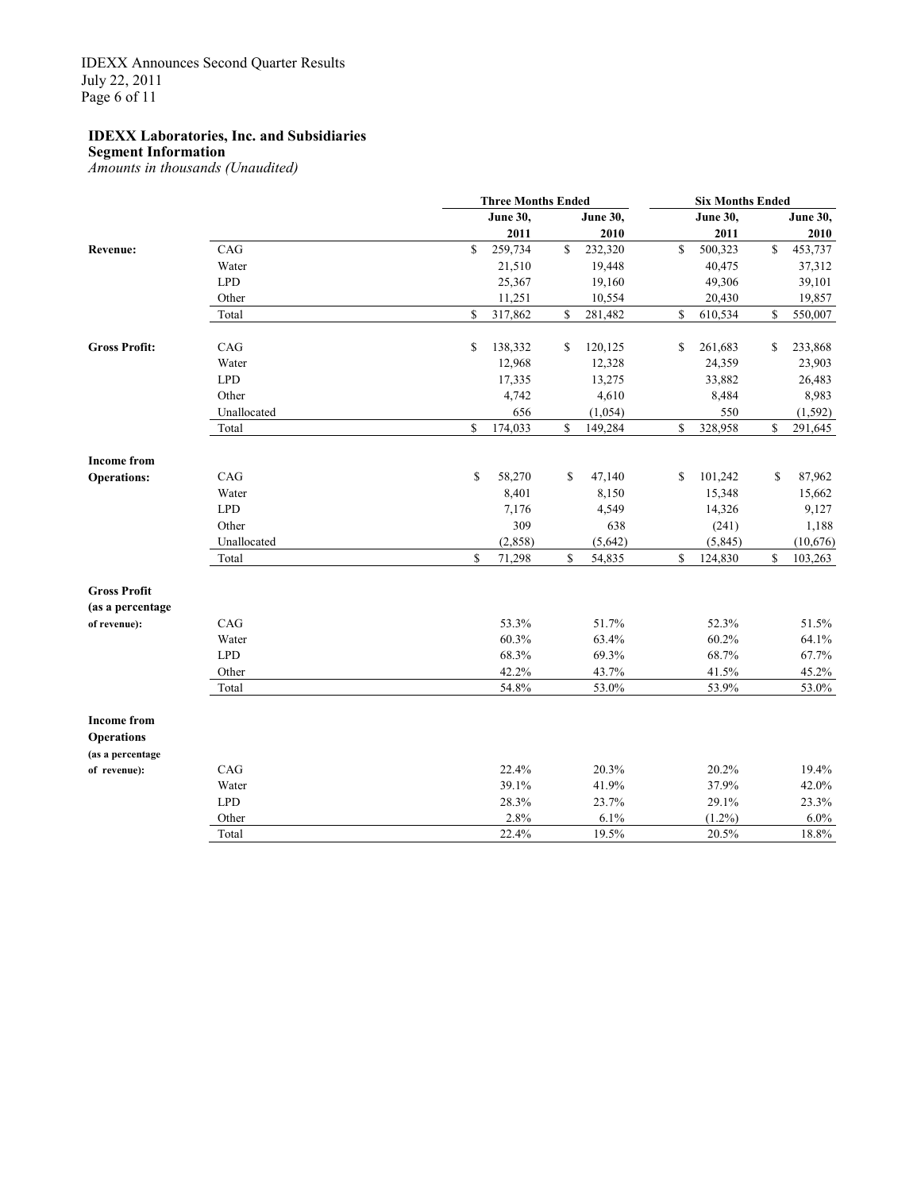**IDEXX Laboratories, Inc. and Subsidiaries**
**Segment Information**
*Amounts in thousands (Unaudited)*

| | | Three Months Ended | | Six Months Ended | |
|---|---|---|---|---|---|
| | | **June 30, 2011** | **June 30, 2010** | **June 30, 2011** | **June 30, 2010** |
| **Revenue:** | CAG | $ 259,734 | $ 232,320 | $ 500,323 | $ 453,737 |
| | Water | 21,510 | 19,448 | 40,475 | 37,312 |
| | LPD | 25,367 | 19,160 | 49,306 | 39,101 |
| | Other | 11,251 | 10,554 | 20,430 | 19,857 |
| | Total | $ 317,862 | $ 281,482 | $ 610,534 | $ 550,007 |
| **Gross Profit:** | CAG | $ 138,332 | $ 120,125 | $ 261,683 | $ 233,868 |
| | Water | 12,968 | 12,328 | 24,359 | 23,903 |
| | LPD | 17,335 | 13,275 | 33,882 | 26,483 |
| | Other | 4,742 | 4,610 | 8,484 | 8,983 |
| | Unallocated | 656 | (1,054) | 550 | (1,592) |
| | Total | $ 174,033 | $ 149,284 | $ 328,958 | $ 291,645 |
| **Income from Operations:** | CAG | $ 58,270 | $ 47,140 | $ 101,242 | $ 87,962 |
| | Water | 8,401 | 8,150 | 15,348 | 15,662 |
| | LPD | 7,176 | 4,549 | 14,326 | 9,127 |
| | Other | 309 | 638 | (241) | 1,188 |
| | Unallocated | (2,858) | (5,642) | (5,845) | (10,676) |
| | Total | $ 71,298 | $ 54,835 | $ 124,830 | $ 103,263 |
| **Gross Profit (as a percentage of revenue):** | CAG | 53.3% | 51.7% | 52.3% | 51.5% |
| | Water | 60.3% | 63.4% | 60.2% | 64.1% |
| | LPD | 68.3% | 69.3% | 68.7% | 67.7% |
| | Other | 42.2% | 43.7% | 41.5% | 45.2% |
| | Total | 54.8% | 53.0% | 53.9% | 53.0% |
| **Income from Operations (as a percentage of revenue):** | CAG | 22.4% | 20.3% | 20.2% | 19.4% |
| | Water | 39.1% | 41.9% | 37.9% | 42.0% |
| | LPD | 28.3% | 23.7% | 29.1% | 23.3% |
| | Other | 2.8% | 6.1% | (1.2%) | 6.0% |
| | Total | 22.4% | 19.5% | 20.5% | 18.8% |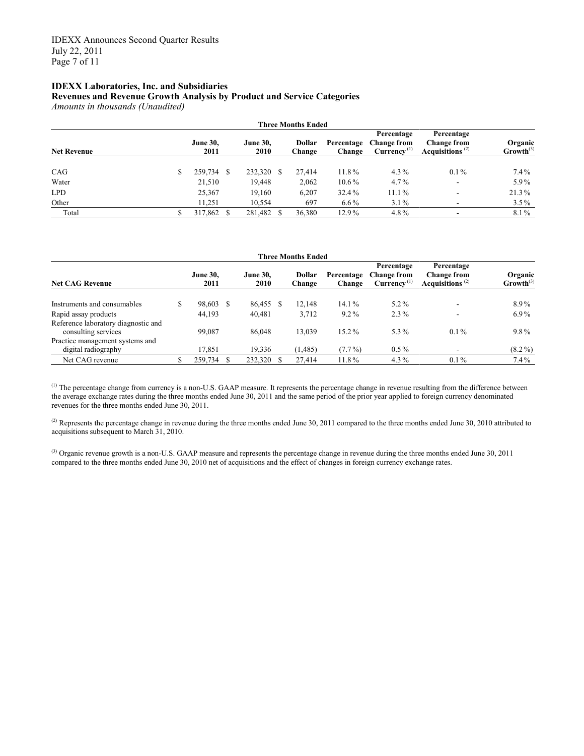**IDEXX Laboratories, Inc. and Subsidiaries**
**Revenues and Revenue Growth Analysis by Product and Service Categories**
*Amounts in thousands (Unaudited)*

| | Three Months Ended | | | | | | |
|---|---|---|---|---|---|---|---|
| **Net Revenue** | **June 30, 2011** | **June 30, 2010** | **Dollar Change** | **Percentage Change** | **Percentage Change from Currency** [(1)] | **Percentage Change from Acquisitions** [(2)] | **Organic Growth**[(3)] |
| CAG | $ 259,734 | $ 232,320 | $ 27,414 | 11.8% | 4.3% | 0.1% | 7.4% |
| Water | 21,510 | 19,448 | 2,062 | 10.6% | 4.7% | - | 5.9% |
| LPD | 25,367 | 19,160 | 6,207 | 32.4% | 11.1% | - | 21.3% |
| Other | 11,251 | 10,554 | 697 | 6.6% | 3.1% | - | 3.5% |
| Total | $ 317,862 | $ 281,482 | $ 36,380 | 12.9% | 4.8% | - | 8.1% |

| | Three Months Ended | | | | | | |
|---|---|---|---|---|---|---|---|
| **Net CAG Revenue** | **June 30, 2011** | **June 30, 2010** | **Dollar Change** | **Percentage Change** | **Percentage Change from Currency** [(1)] | **Percentage Change from Acquisitions** [(2)] | **Organic Growth**[(3)] |
| Instruments and consumables | $ 98,603 | $ 86,455 | $ 12,148 | 14.1% | 5.2% | - | 8.9% |
| Rapid assay products | 44,193 | 40,481 | 3,712 | 9.2% | 2.3% | - | 6.9% |
| Reference laboratory diagnostic and consulting services | 99,087 | 86,048 | 13,039 | 15.2% | 5.3% | 0.1% | 9.8% |
| Practice management systems and digital radiography | 17,851 | 19,336 | (1,485) | (7.7%) | 0.5% | - | (8.2%) |
| Net CAG revenue | $ 259,734 | $ 232,320 | $ 27,414 | 11.8% | 4.3% | 0.1% | 7.4% |

[(1)] The percentage change from currency is a non-U.S. GAAP measure. It represents the percentage change in revenue resulting from the difference between the average exchange rates during the three months ended June 30, 2011 and the same period of the prior year applied to foreign currency denominated revenues for the three months ended June 30, 2011.

[(2)] Represents the percentage change in revenue during the three months ended June 30, 2011 compared to the three months ended June 30, 2010 attributed to acquisitions subsequent to March 31, 2010.

[(3)] Organic revenue growth is a non-U.S. GAAP measure and represents the percentage change in revenue during the three months ended June 30, 2011 compared to the three months ended June 30, 2010 net of acquisitions and the effect of changes in foreign currency exchange rates.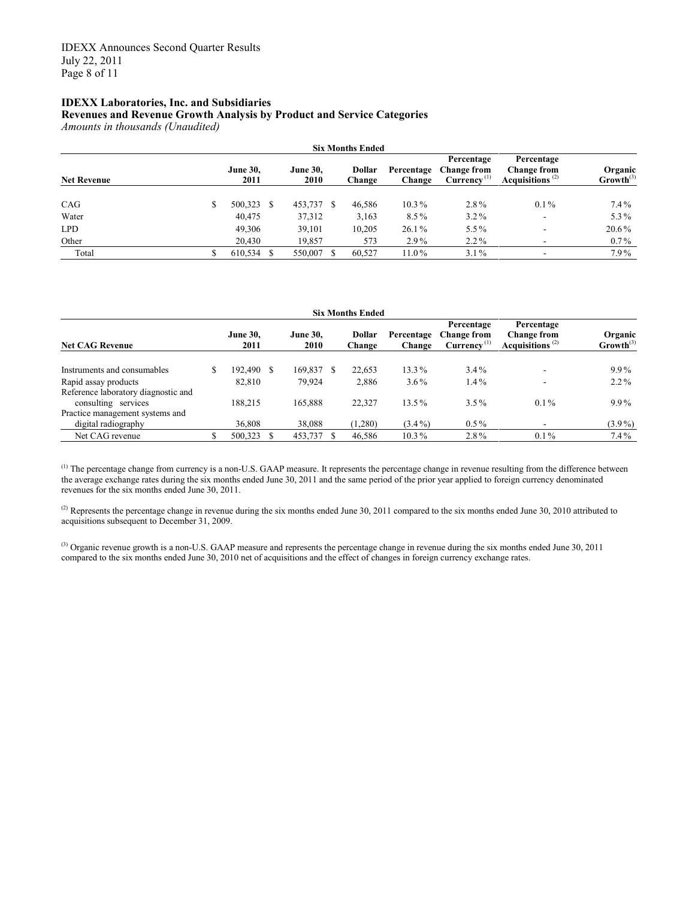**IDEXX Laboratories, Inc. and Subsidiaries**
**Revenues and Revenue Growth Analysis by Product and Service Categories**
*Amounts in thousands (Unaudited)*

| | Six Months Ended | | | | | | |
|---|---|---|---|---|---|---|---|
| **Net Revenue** | **June 30, 2011** | **June 30, 2010** | **Dollar Change** | **Percentage Change** | **Percentage Change from Currency** [(1)] | **Percentage Change from Acquisitions** [(2)] | **Organic Growth**[(3)] |
| CAG | $ 500,323 | $ 453,737 | $ 46,586 | 10.3% | 2.8% | 0.1% | 7.4% |
| Water | 40,475 | 37,312 | 3,163 | 8.5% | 3.2% | - | 5.3% |
| LPD | 49,306 | 39,101 | 10,205 | 26.1% | 5.5% | - | 20.6% |
| Other | 20,430 | 19,857 | 573 | 2.9% | 2.2% | - | 0.7% |
| Total | $ 610,534 | $ 550,007 | $ 60,527 | 11.0% | 3.1% | - | 7.9% |

| | Six Months Ended | | | | | | |
|---|---|---|---|---|---|---|---|
| **Net CAG Revenue** | **June 30, 2011** | **June 30, 2010** | **Dollar Change** | **Percentage Change** | **Percentage Change from Currency** [(1)] | **Percentage Change from Acquisitions** [(2)] | **Organic Growth**[(3)] |
| Instruments and consumables | $ 192,490 | $ 169,837 | $ 22,653 | 13.3% | 3.4% | - | 9.9% |
| Rapid assay products | 82,810 | 79,924 | 2,886 | 3.6% | 1.4% | - | 2.2% |
| Reference laboratory diagnostic and consulting services | 188,215 | 165,888 | 22,327 | 13.5% | 3.5% | 0.1% | 9.9% |
| Practice management systems and digital radiography | 36,808 | 38,088 | (1,280) | (3.4%) | 0.5% | - | (3.9%) |
| Net CAG revenue | $ 500,323 | $ 453,737 | $ 46,586 | 10.3% | 2.8% | 0.1% | 7.4% |

[(1)] The percentage change from currency is a non-U.S. GAAP measure. It represents the percentage change in revenue resulting from the difference between the average exchange rates during the six months ended June 30, 2011 and the same period of the prior year applied to foreign currency denominated revenues for the six months ended June 30, 2011.

[(2)] Represents the percentage change in revenue during the six months ended June 30, 2011 compared to the six months ended June 30, 2010 attributed to acquisitions subsequent to December 31, 2009.

[(3)] Organic revenue growth is a non-U.S. GAAP measure and represents the percentage change in revenue during the six months ended June 30, 2011 compared to the six months ended June 30, 2010 net of acquisitions and the effect of changes in foreign currency exchange rates.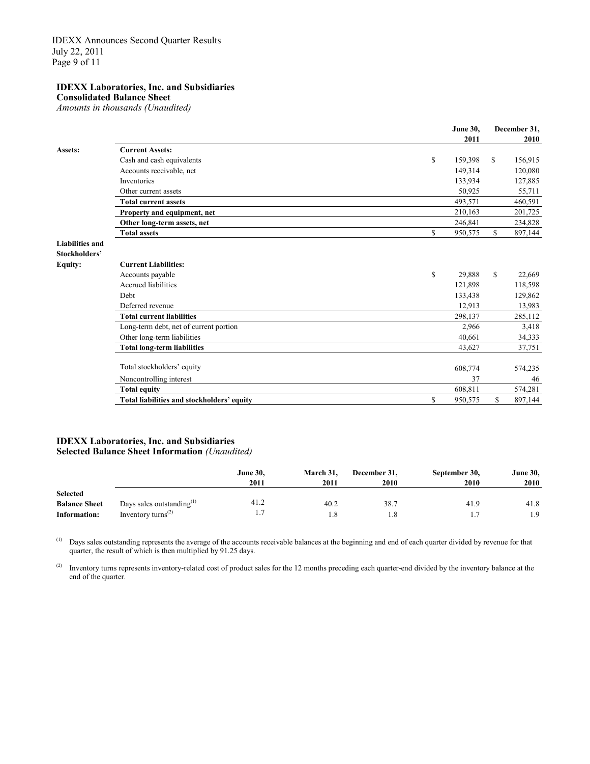**IDEXX Laboratories, Inc. and Subsidiaries**
**Consolidated Balance Sheet**
*Amounts in thousands (Unaudited)*

| | | June 30, 2011 | December 31, 2010 |
|---|---|---|---|
| **Assets:** | **Current Assets:** | | |
| | Cash and cash equivalents | $ 159,398 | $ 156,915 |
| | Accounts receivable, net | 149,314 | 120,080 |
| | Inventories | 133,934 | 127,885 |
| | Other current assets | 50,925 | 55,711 |
| | **Total current assets** | 493,571 | 460,591 |
| | **Property and equipment, net** | 210,163 | 201,725 |
| | **Other long-term assets, net** | 246,841 | 234,828 |
| | **Total assets** | $ 950,575 | $ 897,144 |
| **Liabilities and Stockholders' Equity:** | **Current Liabilities:** | | |
| | Accounts payable | $ 29,888 | $ 22,669 |
| | Accrued liabilities | 121,898 | 118,598 |
| | Debt | 133,438 | 129,862 |
| | Deferred revenue | 12,913 | 13,983 |
| | **Total current liabilities** | 298,137 | 285,112 |
| | Long-term debt, net of current portion | 2,966 | 3,418 |
| | Other long-term liabilities | 40,661 | 34,333 |
| | **Total long-term liabilities** | 43,627 | 37,751 |
| | Total stockholders' equity | 608,774 | 574,235 |
| | Noncontrolling interest | 37 | 46 |
| | **Total equity** | 608,811 | 574,281 |
| | **Total liabilities and stockholders' equity** | $ 950,575 | $ 897,144 |

**IDEXX Laboratories, Inc. and Subsidiaries**
**Selected Balance Sheet Information** *(Unaudited)*

| | | June 30, 2011 | March 31, 2011 | December 31, 2010 | September 30, 2010 | June 30, 2010 |
|---|---|---|---|---|---|---|
| **Selected Balance Sheet Information:** | Days sales outstanding[(1)] | 41.2 | 40.2 | 38.7 | 41.9 | 41.8 |
| | Inventory turns[(2)] | 1.7 | 1.8 | 1.8 | 1.7 | 1.9 |

[(1)] Days sales outstanding represents the average of the accounts receivable balances at the beginning and end of each quarter divided by revenue for that quarter, the result of which is then multiplied by 91.25 days.

[(2)] Inventory turns represents inventory-related cost of product sales for the 12 months preceding each quarter-end divided by the inventory balance at the end of the quarter.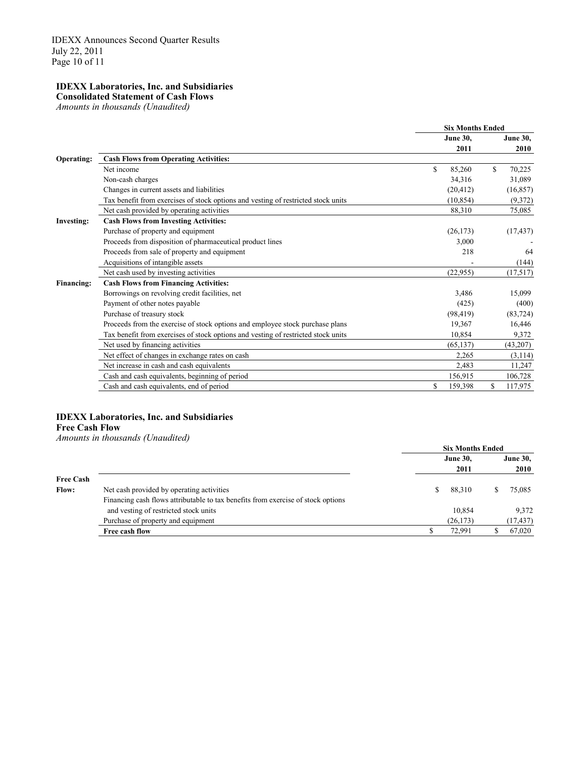**IDEXX Laboratories, Inc. and Subsidiaries**
**Consolidated Statement of Cash Flows**
*Amounts in thousands (Unaudited)*

| | | Six Months Ended | |
|---|---|---|---|
| | | June 30, 2011 | June 30, 2010 |
| **Operating:** | **Cash Flows from Operating Activities:** | | |
| | Net income | $ 85,260 | $ 70,225 |
| | Non-cash charges | 34,316 | 31,089 |
| | Changes in current assets and liabilities | (20,412) | (16,857) |
| | Tax benefit from exercises of stock options and vesting of restricted stock units | (10,854) | (9,372) |
| | Net cash provided by operating activities | 88,310 | 75,085 |
| **Investing:** | **Cash Flows from Investing Activities:** | | |
| | Purchase of property and equipment | (26,173) | (17,437) |
| | Proceeds from disposition of pharmaceutical product lines | 3,000 | - |
| | Proceeds from sale of property and equipment | 218 | 64 |
| | Acquisitions of intangible assets | - | (144) |
| | Net cash used by investing activities | (22,955) | (17,517) |
| **Financing:** | **Cash Flows from Financing Activities:** | | |
| | Borrowings on revolving credit facilities, net | 3,486 | 15,099 |
| | Payment of other notes payable | (425) | (400) |
| | Purchase of treasury stock | (98,419) | (83,724) |
| | Proceeds from the exercise of stock options and employee stock purchase plans | 19,367 | 16,446 |
| | Tax benefit from exercises of stock options and vesting of restricted stock units | 10,854 | 9,372 |
| | Net used by financing activities | (65,137) | (43,207) |
| | Net effect of changes in exchange rates on cash | 2,265 | (3,114) |
| | Net increase in cash and cash equivalents | 2,483 | 11,247 |
| | Cash and cash equivalents, beginning of period | 156,915 | 106,728 |
| | Cash and cash equivalents, end of period | $ 159,398 | $ 117,975 |

**IDEXX Laboratories, Inc. and Subsidiaries**
**Free Cash Flow**
*Amounts in thousands (Unaudited)*

| | | Six Months Ended | |
|---|---|---|---|
| | | June 30, 2011 | June 30, 2010 |
| **Free Cash Flow:** | Net cash provided by operating activities | $ 88,310 | $ 75,085 |
| | Financing cash flows attributable to tax benefits from exercise of stock options and vesting of restricted stock units | 10,854 | 9,372 |
| | Purchase of property and equipment | (26,173) | (17,437) |
| | **Free cash flow** | $ 72,991 | $ 67,020 |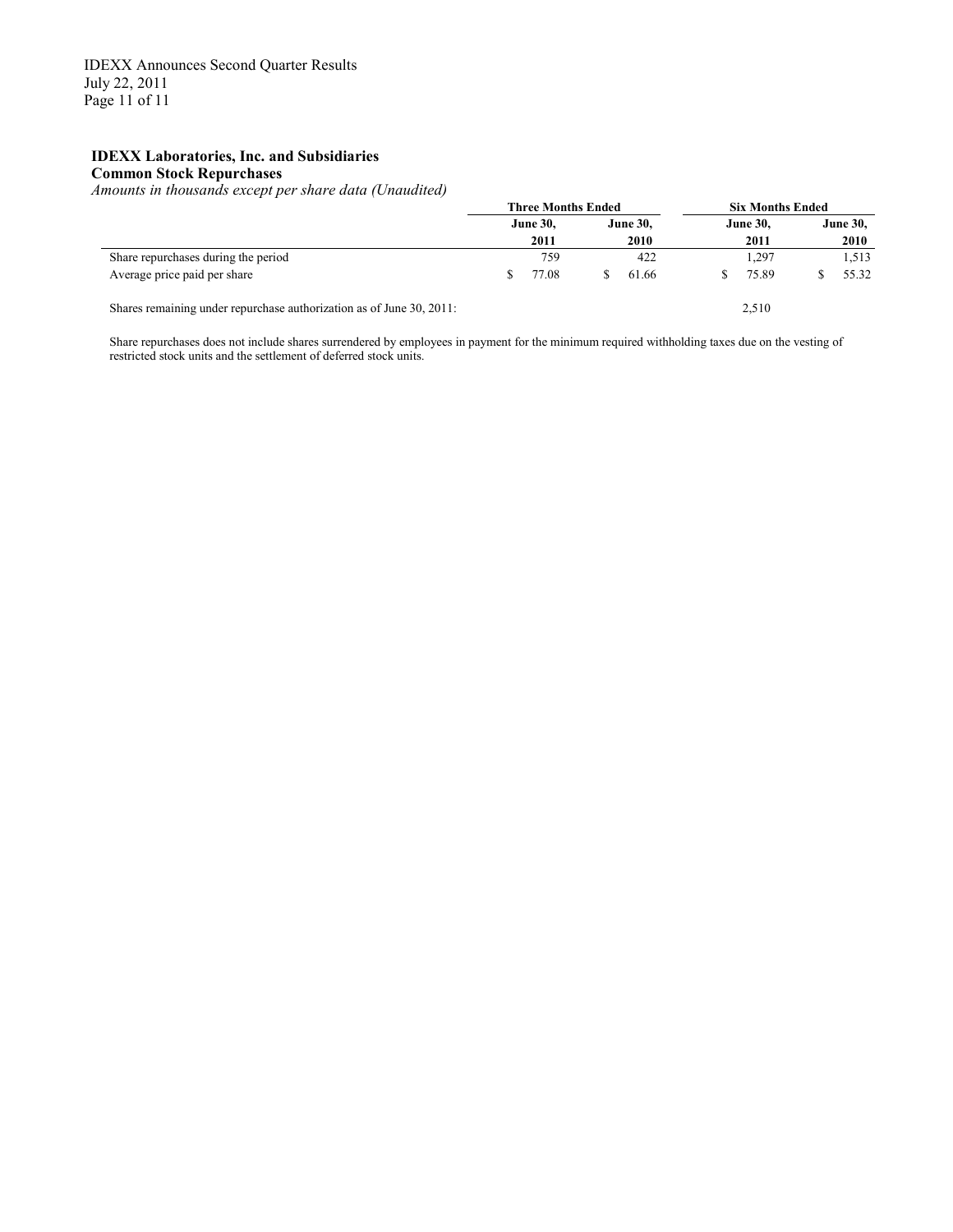**IDEXX Laboratories, Inc. and Subsidiaries**
**Common Stock Repurchases**
*Amounts in thousands except per share data (Unaudited)*

| | Three Months Ended | | Six Months Ended | |
|---|---|---|---|---|
| | June 30, 2011 | June 30, 2010 | June 30, 2011 | June 30, 2010 |
| Share repurchases during the period | 759 | 422 | 1,297 | 1,513 |
| Average price paid per share | $ 77.08 | $ 61.66 | $ 75.89 | $ 55.32 |
| | | | | |
| Shares remaining under repurchase authorization as of June 30, 2011: | | | 2,510 | |

Share repurchases does not include shares surrendered by employees in payment for the minimum required withholding taxes due on the vesting of restricted stock units and the settlement of deferred stock units.